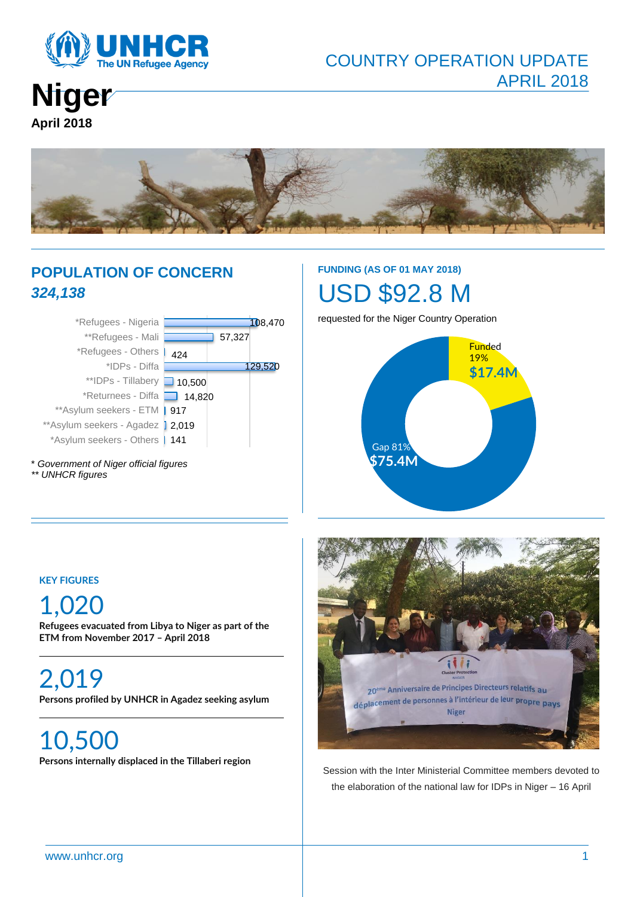# Niger

**April 2018**

COUNTRY OPERATION UPDATE
APRIL 2018

## POPULATION OF CONCERN

***324,138***

| Population | Number |
|---|---|
| *Refugees - Nigeria | 108,470 |
| **Refugees - Mali | 57,327 |
| *Refugees - Others | 424 |
| *IDPs - Diffa | 129,520 |
| **IDPs - Tillabery | 10,500 |
| *Returnees - Diffa | 14,820 |
| **Asylum seekers - ETM | 917 |
| **Asylum seekers - Agadez | 2,019 |
| *Asylum seekers - Others | 141 |

*\* Government of Niger official figures*
*\*\* UNHCR figures*

### FUNDING (AS OF 01 MAY 2018)

# USD $92.8 M

requested for the Niger Country Operation

- Funded 19% **$17.4M**
- Gap 81% **$75.4M**

### KEY FIGURES

## 1,020

**Refugees evacuated from Libya to Niger as part of the ETM from November 2017 – April 2018**

## 2,019

**Persons profiled by UNHCR in Agadez seeking asylum**

## 10,500

**Persons internally displaced in the Tillaberi region**

Session with the Inter Ministerial Committee members devoted to the elaboration of the national law for IDPs in Niger – 16 April

www.unhcr.org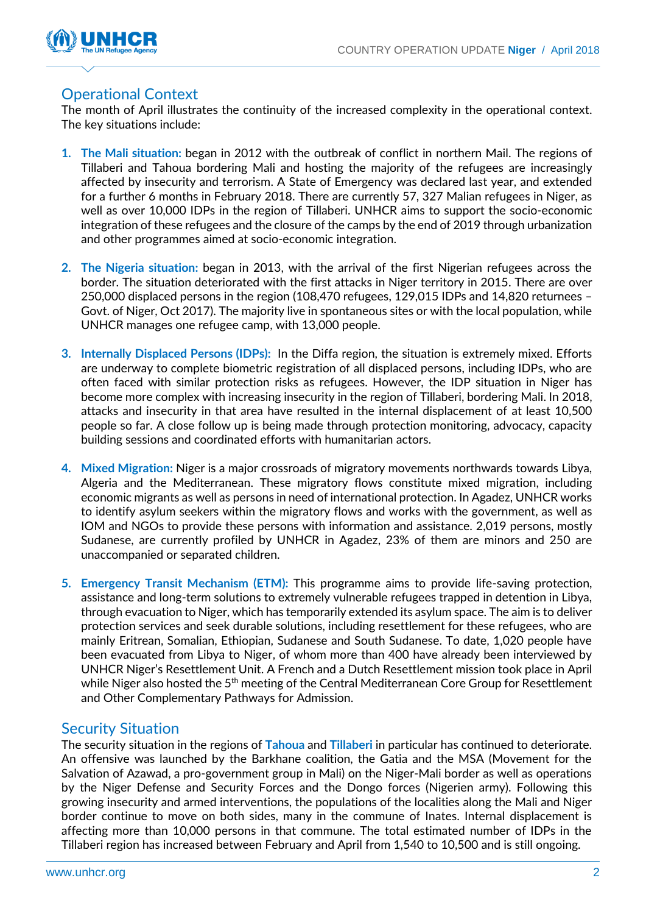## Operational Context

The month of April illustrates the continuity of the increased complexity in the operational context. The key situations include:

1. **The Mali situation:** began in 2012 with the outbreak of conflict in northern Mail. The regions of Tillaberi and Tahoua bordering Mali and hosting the majority of the refugees are increasingly affected by insecurity and terrorism. A State of Emergency was declared last year, and extended for a further 6 months in February 2018. There are currently 57, 327 Malian refugees in Niger, as well as over 10,000 IDPs in the region of Tillaberi. UNHCR aims to support the socio-economic integration of these refugees and the closure of the camps by the end of 2019 through urbanization and other programmes aimed at socio-economic integration.

2. **The Nigeria situation:** began in 2013, with the arrival of the first Nigerian refugees across the border. The situation deteriorated with the first attacks in Niger territory in 2015. There are over 250,000 displaced persons in the region (108,470 refugees, 129,015 IDPs and 14,820 returnees – Govt. of Niger, Oct 2017). The majority live in spontaneous sites or with the local population, while UNHCR manages one refugee camp, with 13,000 people.

3. **Internally Displaced Persons (IDPs):** In the Diffa region, the situation is extremely mixed. Efforts are underway to complete biometric registration of all displaced persons, including IDPs, who are often faced with similar protection risks as refugees. However, the IDP situation in Niger has become more complex with increasing insecurity in the region of Tillaberi, bordering Mali. In 2018, attacks and insecurity in that area have resulted in the internal displacement of at least 10,500 people so far. A close follow up is being made through protection monitoring, advocacy, capacity building sessions and coordinated efforts with humanitarian actors.

4. **Mixed Migration:** Niger is a major crossroads of migratory movements northwards towards Libya, Algeria and the Mediterranean. These migratory flows constitute mixed migration, including economic migrants as well as persons in need of international protection. In Agadez, UNHCR works to identify asylum seekers within the migratory flows and works with the government, as well as IOM and NGOs to provide these persons with information and assistance. 2,019 persons, mostly Sudanese, are currently profiled by UNHCR in Agadez, 23% of them are minors and 250 are unaccompanied or separated children.

5. **Emergency Transit Mechanism (ETM):** This programme aims to provide life-saving protection, assistance and long-term solutions to extremely vulnerable refugees trapped in detention in Libya, through evacuation to Niger, which has temporarily extended its asylum space. The aim is to deliver protection services and seek durable solutions, including resettlement for these refugees, who are mainly Eritrean, Somalian, Ethiopian, Sudanese and South Sudanese. To date, 1,020 people have been evacuated from Libya to Niger, of whom more than 400 have already been interviewed by UNHCR Niger's Resettlement Unit. A French and a Dutch Resettlement mission took place in April while Niger also hosted the 5th meeting of the Central Mediterranean Core Group for Resettlement and Other Complementary Pathways for Admission.

## Security Situation

The security situation in the regions of **Tahoua** and **Tillaberi** in particular has continued to deteriorate. An offensive was launched by the Barkhane coalition, the Gatia and the MSA (Movement for the Salvation of Azawad, a pro-government group in Mali) on the Niger-Mali border as well as operations by the Niger Defense and Security Forces and the Dongo forces (Nigerien army). Following this growing insecurity and armed interventions, the populations of the localities along the Mali and Niger border continue to move on both sides, many in the commune of Inates. Internal displacement is affecting more than 10,000 persons in that commune. The total estimated number of IDPs in the Tillaberi region has increased between February and April from 1,540 to 10,500 and is still ongoing.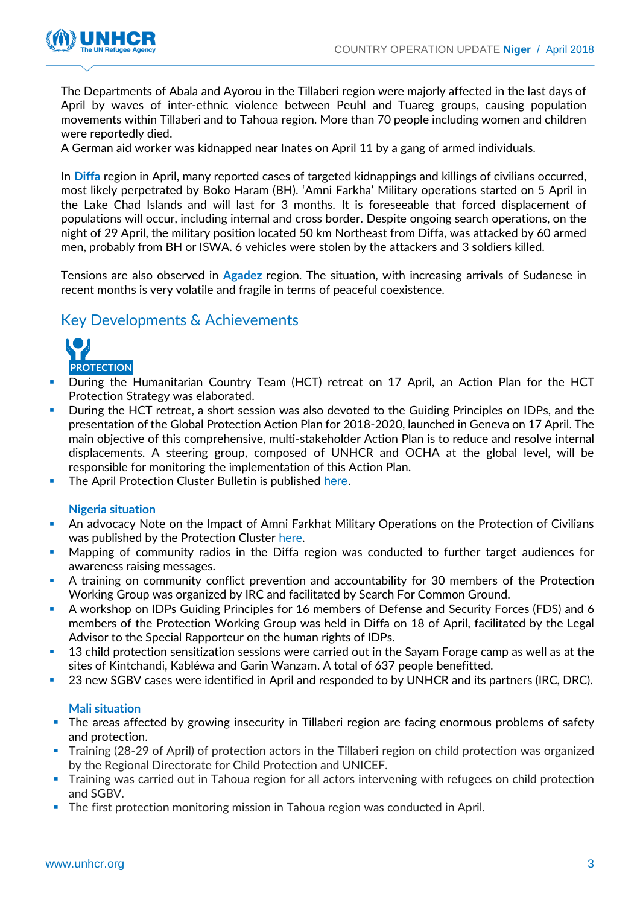The Departments of Abala and Ayorou in the Tillaberi region were majorly affected in the last days of April by waves of inter-ethnic violence between Peuhl and Tuareg groups, causing population movements within Tillaberi and to Tahoua region. More than 70 people including women and children were reportedly died.
A German aid worker was kidnapped near Inates on April 11 by a gang of armed individuals.

In **Diffa** region in April, many reported cases of targeted kidnappings and killings of civilians occurred, most likely perpetrated by Boko Haram (BH). 'Amni Farkha' Military operations started on 5 April in the Lake Chad Islands and will last for 3 months. It is foreseeable that forced displacement of populations will occur, including internal and cross border. Despite ongoing search operations, on the night of 29 April, the military position located 50 km Northeast from Diffa, was attacked by 60 armed men, probably from BH or ISWA. 6 vehicles were stolen by the attackers and 3 soldiers killed.

Tensions are also observed in **Agadez** region. The situation, with increasing arrivals of Sudanese in recent months is very volatile and fragile in terms of peaceful coexistence.

## Key Developments & Achievements

**PROTECTION**

- During the Humanitarian Country Team (HCT) retreat on 17 April, an Action Plan for the HCT Protection Strategy was elaborated.
- During the HCT retreat, a short session was also devoted to the Guiding Principles on IDPs, and the presentation of the Global Protection Action Plan for 2018-2020, launched in Geneva on 17 April. The main objective of this comprehensive, multi-stakeholder Action Plan is to reduce and resolve internal displacements. A steering group, composed of UNHCR and OCHA at the global level, will be responsible for monitoring the implementation of this Action Plan.
- The April Protection Cluster Bulletin is published here.

**Nigeria situation**

- An advocacy Note on the Impact of Amni Farkhat Military Operations on the Protection of Civilians was published by the Protection Cluster here.
- Mapping of community radios in the Diffa region was conducted to further target audiences for awareness raising messages.
- A training on community conflict prevention and accountability for 30 members of the Protection Working Group was organized by IRC and facilitated by Search For Common Ground.
- A workshop on IDPs Guiding Principles for 16 members of Defense and Security Forces (FDS) and 6 members of the Protection Working Group was held in Diffa on 18 of April, facilitated by the Legal Advisor to the Special Rapporteur on the human rights of IDPs.
- 13 child protection sensitization sessions were carried out in the Sayam Forage camp as well as at the sites of Kintchandi, Kabléwa and Garin Wanzam. A total of 637 people benefitted.
- 23 new SGBV cases were identified in April and responded to by UNHCR and its partners (IRC, DRC).

**Mali situation**

- The areas affected by growing insecurity in Tillaberi region are facing enormous problems of safety and protection.
- Training (28-29 of April) of protection actors in the Tillaberi region on child protection was organized by the Regional Directorate for Child Protection and UNICEF.
- Training was carried out in Tahoua region for all actors intervening with refugees on child protection and SGBV.
- The first protection monitoring mission in Tahoua region was conducted in April.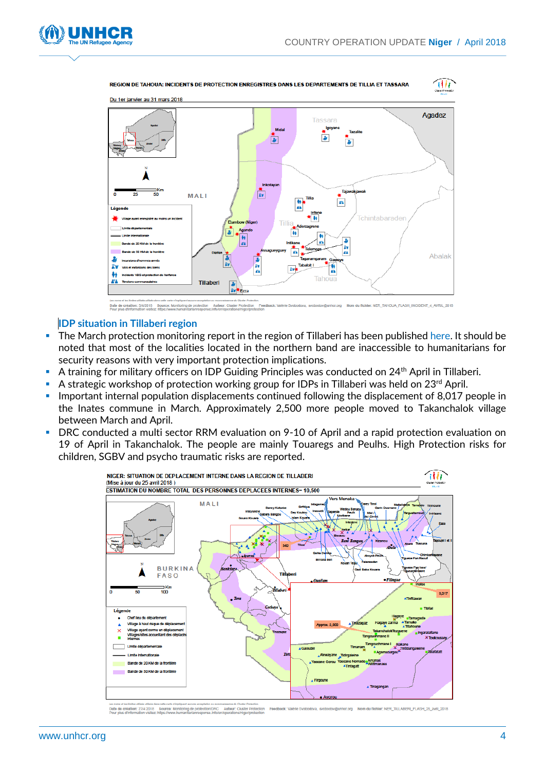REGION DE TAHOUA: INCIDENTS DE PROTECTION ENREGISTRES DANS LES DEPARTEMENTS DE TILLIA ET TASSARA

Du 1er janvier au 31 mars 2018

## IDP situation in Tillaberi region

- The March protection monitoring report in the region of Tillaberi has been published here. It should be noted that most of the localities located in the northern band are inaccessible to humanitarians for security reasons with very important protection implications.
- A training for military officers on IDP Guiding Principles was conducted on 24th April in Tillaberi.
- A strategic workshop of protection working group for IDPs in Tillaberi was held on 23rd April.
- Important internal population displacements continued following the displacement of 8,017 people in the Inates commune in March. Approximately 2,500 more people moved to Takanchalok village between March and April.
- DRC conducted a multi sector RRM evaluation on 9-10 of April and a rapid protection evaluation on 19 of April in Takanchalok. The people are mainly Touaregs and Peulhs. High Protection risks for children, SGBV and psycho traumatic risks are reported.

NIGER: SITUATION DE DEPLACEMENT INTERNE DANS LA REGION DE TILLABERI
(Mise à jour du 25 avril 2018)
ESTIMATION DU NOMBRE TOTAL DES PERSONNES DEPLACEES INTERNES– 10,500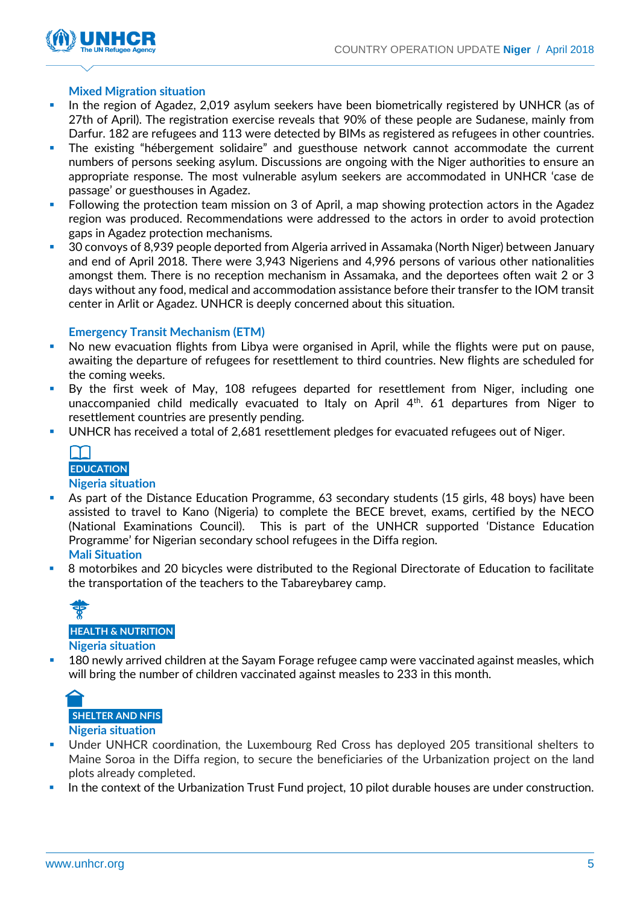### Mixed Migration situation

- In the region of Agadez, 2,019 asylum seekers have been biometrically registered by UNHCR (as of 27th of April). The registration exercise reveals that 90% of these people are Sudanese, mainly from Darfur. 182 are refugees and 113 were detected by BIMs as registered as refugees in other countries.
- The existing “hébergement solidaire” and guesthouse network cannot accommodate the current numbers of persons seeking asylum. Discussions are ongoing with the Niger authorities to ensure an appropriate response. The most vulnerable asylum seekers are accommodated in UNHCR ‘case de passage’ or guesthouses in Agadez.
- Following the protection team mission on 3 of April, a map showing protection actors in the Agadez region was produced. Recommendations were addressed to the actors in order to avoid protection gaps in Agadez protection mechanisms.
- 30 convoys of 8,939 people deported from Algeria arrived in Assamaka (North Niger) between January and end of April 2018. There were 3,943 Nigeriens and 4,996 persons of various other nationalities amongst them. There is no reception mechanism in Assamaka, and the deportees often wait 2 or 3 days without any food, medical and accommodation assistance before their transfer to the IOM transit center in Arlit or Agadez. UNHCR is deeply concerned about this situation.

### Emergency Transit Mechanism (ETM)

- No new evacuation flights from Libya were organised in April, while the flights were put on pause, awaiting the departure of refugees for resettlement to third countries. New flights are scheduled for the coming weeks.
- By the first week of May, 108 refugees departed for resettlement from Niger, including one unaccompanied child medically evacuated to Italy on April 4th. 61 departures from Niger to resettlement countries are presently pending.
- UNHCR has received a total of 2,681 resettlement pledges for evacuated refugees out of Niger.

## EDUCATION

### Nigeria situation

- As part of the Distance Education Programme, 63 secondary students (15 girls, 48 boys) have been assisted to travel to Kano (Nigeria) to complete the BECE brevet, exams, certified by the NECO (National Examinations Council). This is part of the UNHCR supported ‘Distance Education Programme’ for Nigerian secondary school refugees in the Diffa region.

### Mali Situation

- 8 motorbikes and 20 bicycles were distributed to the Regional Directorate of Education to facilitate the transportation of the teachers to the Tabareybarey camp.

## HEALTH & NUTRITION

### Nigeria situation

- 180 newly arrived children at the Sayam Forage refugee camp were vaccinated against measles, which will bring the number of children vaccinated against measles to 233 in this month.

## SHELTER AND NFIS

### Nigeria situation

- Under UNHCR coordination, the Luxembourg Red Cross has deployed 205 transitional shelters to Maine Soroa in the Diffa region, to secure the beneficiaries of the Urbanization project on the land plots already completed.
- In the context of the Urbanization Trust Fund project, 10 pilot durable houses are under construction.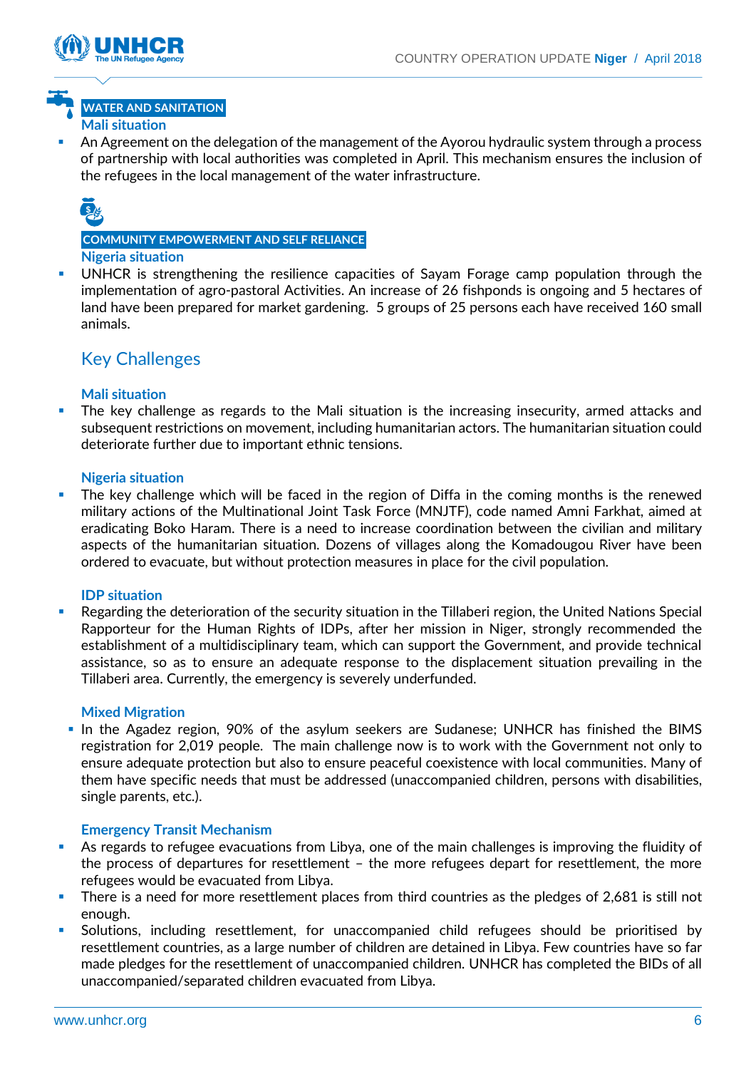### WATER AND SANITATION

**Mali situation**

- An Agreement on the delegation of the management of the Ayorou hydraulic system through a process of partnership with local authorities was completed in April. This mechanism ensures the inclusion of the refugees in the local management of the water infrastructure.

### COMMUNITY EMPOWERMENT AND SELF RELIANCE

**Nigeria situation**

- UNHCR is strengthening the resilience capacities of Sayam Forage camp population through the implementation of agro-pastoral Activities. An increase of 26 fishponds is ongoing and 5 hectares of land have been prepared for market gardening. 5 groups of 25 persons each have received 160 small animals.

## Key Challenges

**Mali situation**

- The key challenge as regards to the Mali situation is the increasing insecurity, armed attacks and subsequent restrictions on movement, including humanitarian actors. The humanitarian situation could deteriorate further due to important ethnic tensions.

**Nigeria situation**

- The key challenge which will be faced in the region of Diffa in the coming months is the renewed military actions of the Multinational Joint Task Force (MNJTF), code named Amni Farkhat, aimed at eradicating Boko Haram. There is a need to increase coordination between the civilian and military aspects of the humanitarian situation. Dozens of villages along the Komadougou River have been ordered to evacuate, but without protection measures in place for the civil population.

**IDP situation**

- Regarding the deterioration of the security situation in the Tillaberi region, the United Nations Special Rapporteur for the Human Rights of IDPs, after her mission in Niger, strongly recommended the establishment of a multidisciplinary team, which can support the Government, and provide technical assistance, so as to ensure an adequate response to the displacement situation prevailing in the Tillaberi area. Currently, the emergency is severely underfunded.

**Mixed Migration**

- In the Agadez region, 90% of the asylum seekers are Sudanese; UNHCR has finished the BIMS registration for 2,019 people. The main challenge now is to work with the Government not only to ensure adequate protection but also to ensure peaceful coexistence with local communities. Many of them have specific needs that must be addressed (unaccompanied children, persons with disabilities, single parents, etc.).

**Emergency Transit Mechanism**

- As regards to refugee evacuations from Libya, one of the main challenges is improving the fluidity of the process of departures for resettlement – the more refugees depart for resettlement, the more refugees would be evacuated from Libya.
- There is a need for more resettlement places from third countries as the pledges of 2,681 is still not enough.
- Solutions, including resettlement, for unaccompanied child refugees should be prioritised by resettlement countries, as a large number of children are detained in Libya. Few countries have so far made pledges for the resettlement of unaccompanied children. UNHCR has completed the BIDs of all unaccompanied/separated children evacuated from Libya.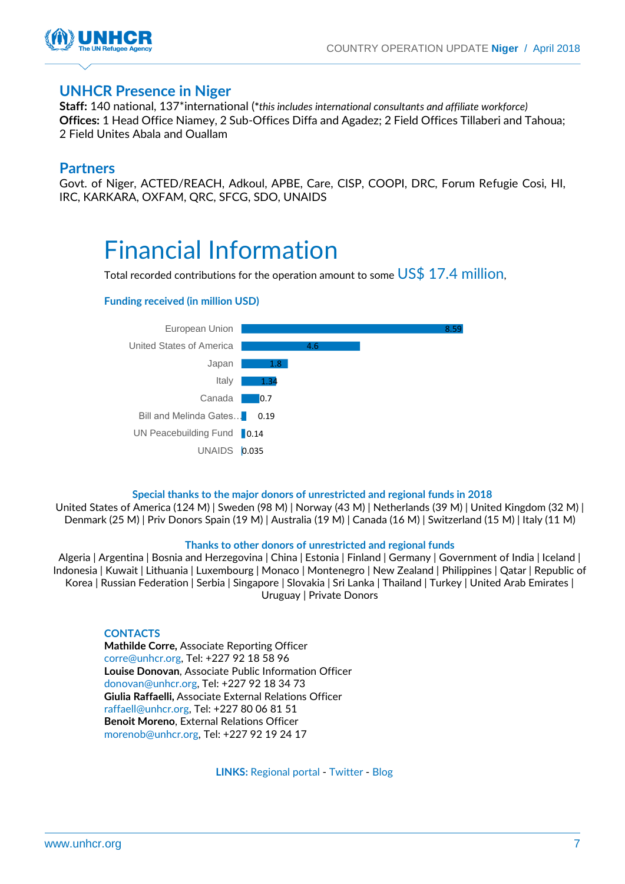## UNHCR Presence in Niger

**Staff:** 140 national, 137*international (*this includes international consultants and affiliate workforce)*
**Offices:** 1 Head Office Niamey, 2 Sub-Offices Diffa and Agadez; 2 Field Offices Tillaberi and Tahoua; 2 Field Unites Abala and Ouallam

## Partners

Govt. of Niger, ACTED/REACH, Adkoul, APBE, Care, CISP, COOPI, DRC, Forum Refugie Cosi, HI, IRC, KARKARA, OXFAM, QRC, SFCG, SDO, UNAIDS

# Financial Information

Total recorded contributions for the operation amount to some US$ 17.4 million,

**Funding received (in million USD)**

European Union 8.59
United States of America 4.6
Japan 1.8
Italy 1.34
Canada 0.7
Bill and Melinda Gates... 0.19
UN Peacebuilding Fund 0.14
UNAIDS 0.035

**Special thanks to the major donors of unrestricted and regional funds in 2018**

United States of America (124 M) | Sweden (98 M) | Norway (43 M) | Netherlands (39 M) | United Kingdom (32 M) | Denmark (25 M) | Priv Donors Spain (19 M) | Australia (19 M) | Canada (16 M) | Switzerland (15 M) | Italy (11 M)

**Thanks to other donors of unrestricted and regional funds**

Algeria | Argentina | Bosnia and Herzegovina | China | Estonia | Finland | Germany | Government of India | Iceland | Indonesia | Kuwait | Lithuania | Luxembourg | Monaco | Montenegro | New Zealand | Philippines | Qatar | Republic of Korea | Russian Federation | Serbia | Singapore | Slovakia | Sri Lanka | Thailand | Turkey | United Arab Emirates | Uruguay | Private Donors

**CONTACTS**

**Mathilde Corre,** Associate Reporting Officer
corre@unhcr.org, Tel: +227 92 18 58 96
**Louise Donovan**, Associate Public Information Officer
donovan@unhcr.org, Tel: +227 92 18 34 73
**Giulia Raffaelli,** Associate External Relations Officer
raffaell@unhcr.org, Tel: +227 80 06 81 51
**Benoit Moreno**, External Relations Officer
morenob@unhcr.org, Tel: +227 92 19 24 17

**LINKS:** Regional portal - Twitter - Blog